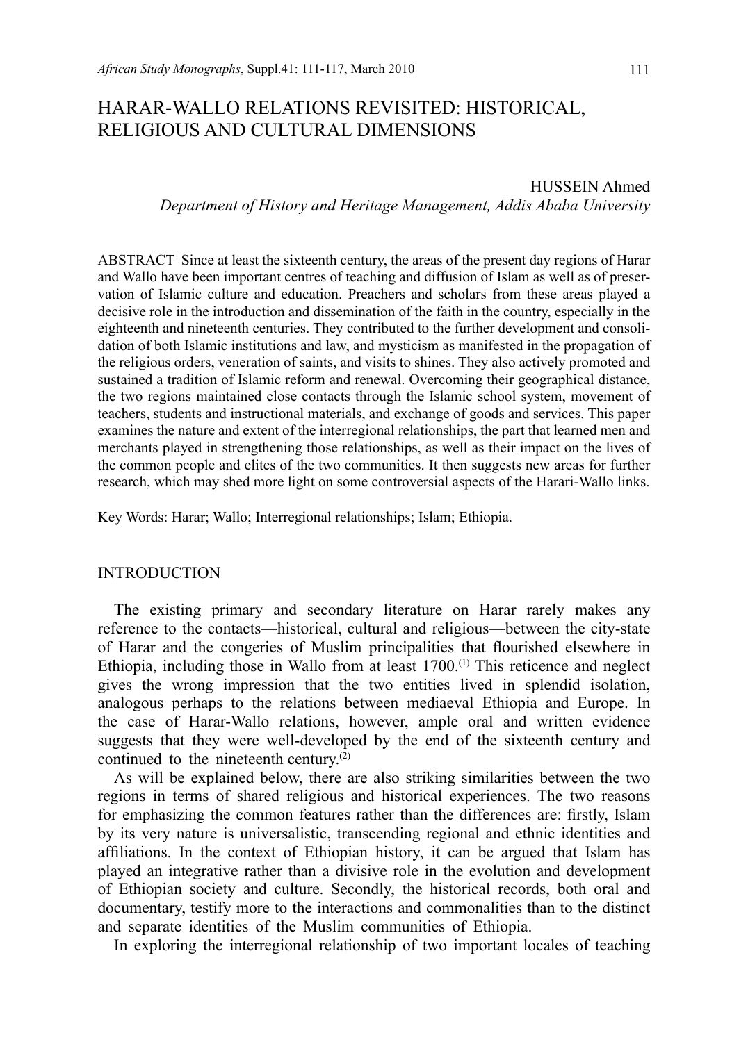# HARAR-WALLO RELATIONS REVISITED: HISTORICAL, RELIGIOUS AND CULTURAL DIMENSIONS

HUSSEIN Ahmed
*Department of History and Heritage Management, Addis Ababa University*

ABSTRACT Since at least the sixteenth century, the areas of the present day regions of Harar and Wallo have been important centres of teaching and diffusion of Islam as well as of preservation of Islamic culture and education. Preachers and scholars from these areas played a decisive role in the introduction and dissemination of the faith in the country, especially in the eighteenth and nineteenth centuries. They contributed to the further development and consolidation of both Islamic institutions and law, and mysticism as manifested in the propagation of the religious orders, veneration of saints, and visits to shines. They also actively promoted and sustained a tradition of Islamic reform and renewal. Overcoming their geographical distance, the two regions maintained close contacts through the Islamic school system, movement of teachers, students and instructional materials, and exchange of goods and services. This paper examines the nature and extent of the interregional relationships, the part that learned men and merchants played in strengthening those relationships, as well as their impact on the lives of the common people and elites of the two communities. It then suggests new areas for further research, which may shed more light on some controversial aspects of the Harari-Wallo links.

Key Words: Harar; Wallo; Interregional relationships; Islam; Ethiopia.

## INTRODUCTION

The existing primary and secondary literature on Harar rarely makes any reference to the contacts—historical, cultural and religious—between the city-state of Harar and the congeries of Muslim principalities that flourished elsewhere in Ethiopia, including those in Wallo from at least 1700.[1] This reticence and neglect gives the wrong impression that the two entities lived in splendid isolation, analogous perhaps to the relations between mediaeval Ethiopia and Europe. In the case of Harar-Wallo relations, however, ample oral and written evidence suggests that they were well-developed by the end of the sixteenth century and continued to the nineteenth century.[2]

As will be explained below, there are also striking similarities between the two regions in terms of shared religious and historical experiences. The two reasons for emphasizing the common features rather than the differences are: firstly, Islam by its very nature is universalistic, transcending regional and ethnic identities and affiliations. In the context of Ethiopian history, it can be argued that Islam has played an integrative rather than a divisive role in the evolution and development of Ethiopian society and culture. Secondly, the historical records, both oral and documentary, testify more to the interactions and commonalities than to the distinct and separate identities of the Muslim communities of Ethiopia.

In exploring the interregional relationship of two important locales of teaching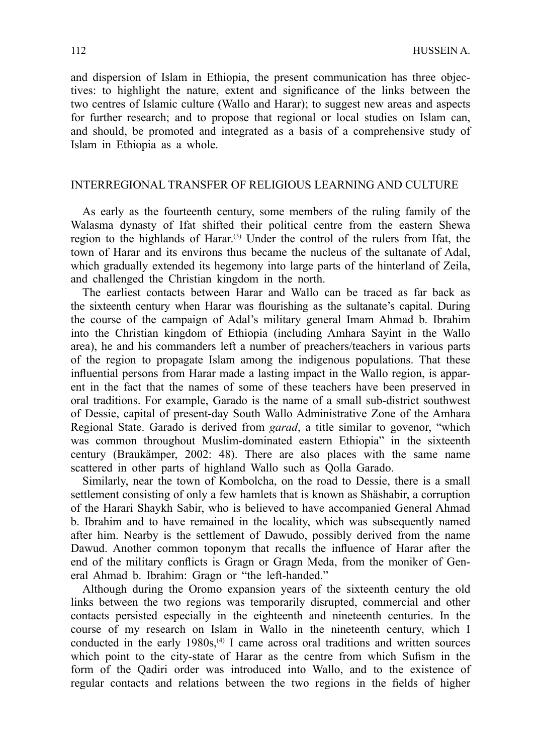and dispersion of Islam in Ethiopia, the present communication has three objectives: to highlight the nature, extent and significance of the links between the two centres of Islamic culture (Wallo and Harar); to suggest new areas and aspects for further research; and to propose that regional or local studies on Islam can, and should, be promoted and integrated as a basis of a comprehensive study of Islam in Ethiopia as a whole.

## INTERREGIONAL TRANSFER OF RELIGIOUS LEARNING AND CULTURE

As early as the fourteenth century, some members of the ruling family of the Walasma dynasty of Ifat shifted their political centre from the eastern Shewa region to the highlands of Harar.[3] Under the control of the rulers from Ifat, the town of Harar and its environs thus became the nucleus of the sultanate of Adal, which gradually extended its hegemony into large parts of the hinterland of Zeila, and challenged the Christian kingdom in the north.

The earliest contacts between Harar and Wallo can be traced as far back as the sixteenth century when Harar was flourishing as the sultanate's capital. During the course of the campaign of Adal's military general Imam Ahmad b. Ibrahim into the Christian kingdom of Ethiopia (including Amhara Sayint in the Wallo area), he and his commanders left a number of preachers/teachers in various parts of the region to propagate Islam among the indigenous populations. That these influential persons from Harar made a lasting impact in the Wallo region, is apparent in the fact that the names of some of these teachers have been preserved in oral traditions. For example, Garado is the name of a small sub-district southwest of Dessie, capital of present-day South Wallo Administrative Zone of the Amhara Regional State. Garado is derived from *garad*, a title similar to govenor, "which was common throughout Muslim-dominated eastern Ethiopia" in the sixteenth century (Braukämper, 2002: 48). There are also places with the same name scattered in other parts of highland Wallo such as Qolla Garado.

Similarly, near the town of Kombolcha, on the road to Dessie, there is a small settlement consisting of only a few hamlets that is known as Shäshabir, a corruption of the Harari Shaykh Sabir, who is believed to have accompanied General Ahmad b. Ibrahim and to have remained in the locality, which was subsequently named after him. Nearby is the settlement of Dawudo, possibly derived from the name Dawud. Another common toponym that recalls the influence of Harar after the end of the military conflicts is Gragn or Gragn Meda, from the moniker of General Ahmad b. Ibrahim: Gragn or "the left-handed."

Although during the Oromo expansion years of the sixteenth century the old links between the two regions was temporarily disrupted, commercial and other contacts persisted especially in the eighteenth and nineteenth centuries. In the course of my research on Islam in Wallo in the nineteenth century, which I conducted in the early 1980s,[4] I came across oral traditions and written sources which point to the city-state of Harar as the centre from which Sufism in the form of the Qadiri order was introduced into Wallo, and to the existence of regular contacts and relations between the two regions in the fields of higher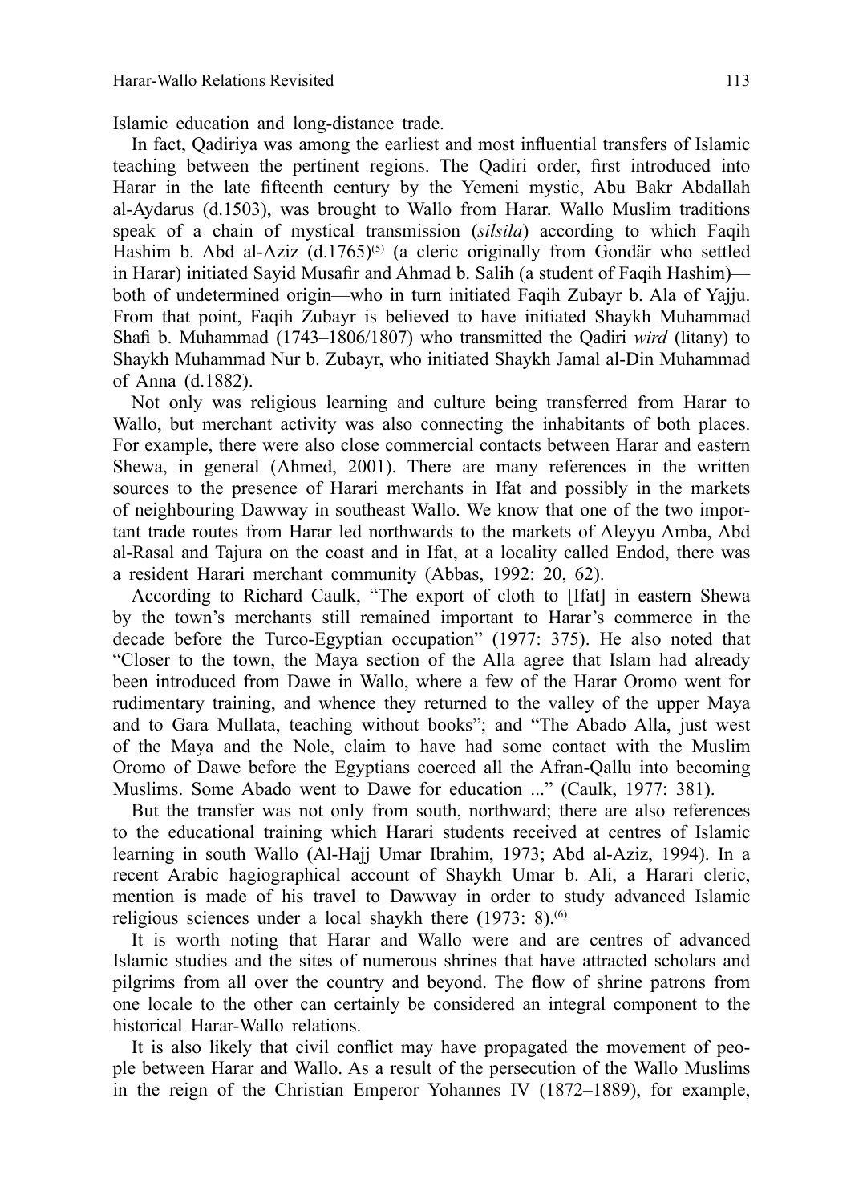Islamic education and long-distance trade.

In fact, Qadiriya was among the earliest and most influential transfers of Islamic teaching between the pertinent regions. The Qadiri order, first introduced into Harar in the late fifteenth century by the Yemeni mystic, Abu Bakr Abdallah al-Aydarus (d.1503), was brought to Wallo from Harar. Wallo Muslim traditions speak of a chain of mystical transmission (*silsila*) according to which Faqih Hashim b. Abd al-Aziz (d.1765)[5] (a cleric originally from Gondär who settled in Harar) initiated Sayid Musafir and Ahmad b. Salih (a student of Faqih Hashim)—both of undetermined origin—who in turn initiated Faqih Zubayr b. Ala of Yajju. From that point, Faqih Zubayr is believed to have initiated Shaykh Muhammad Shafi b. Muhammad (1743–1806/1807) who transmitted the Qadiri *wird* (litany) to Shaykh Muhammad Nur b. Zubayr, who initiated Shaykh Jamal al-Din Muhammad of Anna (d.1882).

Not only was religious learning and culture being transferred from Harar to Wallo, but merchant activity was also connecting the inhabitants of both places. For example, there were also close commercial contacts between Harar and eastern Shewa, in general (Ahmed, 2001). There are many references in the written sources to the presence of Harari merchants in Ifat and possibly in the markets of neighbouring Dawway in southeast Wallo. We know that one of the two important trade routes from Harar led northwards to the markets of Aleyyu Amba, Abd al-Rasal and Tajura on the coast and in Ifat, at a locality called Endod, there was a resident Harari merchant community (Abbas, 1992: 20, 62).

According to Richard Caulk, "The export of cloth to [Ifat] in eastern Shewa by the town's merchants still remained important to Harar's commerce in the decade before the Turco-Egyptian occupation" (1977: 375). He also noted that "Closer to the town, the Maya section of the Alla agree that Islam had already been introduced from Dawe in Wallo, where a few of the Harar Oromo went for rudimentary training, and whence they returned to the valley of the upper Maya and to Gara Mullata, teaching without books"; and "The Abado Alla, just west of the Maya and the Nole, claim to have had some contact with the Muslim Oromo of Dawe before the Egyptians coerced all the Afran-Qallu into becoming Muslims. Some Abado went to Dawe for education ..." (Caulk, 1977: 381).

But the transfer was not only from south, northward; there are also references to the educational training which Harari students received at centres of Islamic learning in south Wallo (Al-Hajj Umar Ibrahim, 1973; Abd al-Aziz, 1994). In a recent Arabic hagiographical account of Shaykh Umar b. Ali, a Harari cleric, mention is made of his travel to Dawway in order to study advanced Islamic religious sciences under a local shaykh there (1973: 8).[6]

It is worth noting that Harar and Wallo were and are centres of advanced Islamic studies and the sites of numerous shrines that have attracted scholars and pilgrims from all over the country and beyond. The flow of shrine patrons from one locale to the other can certainly be considered an integral component to the historical Harar-Wallo relations.

It is also likely that civil conflict may have propagated the movement of people between Harar and Wallo. As a result of the persecution of the Wallo Muslims in the reign of the Christian Emperor Yohannes IV (1872–1889), for example,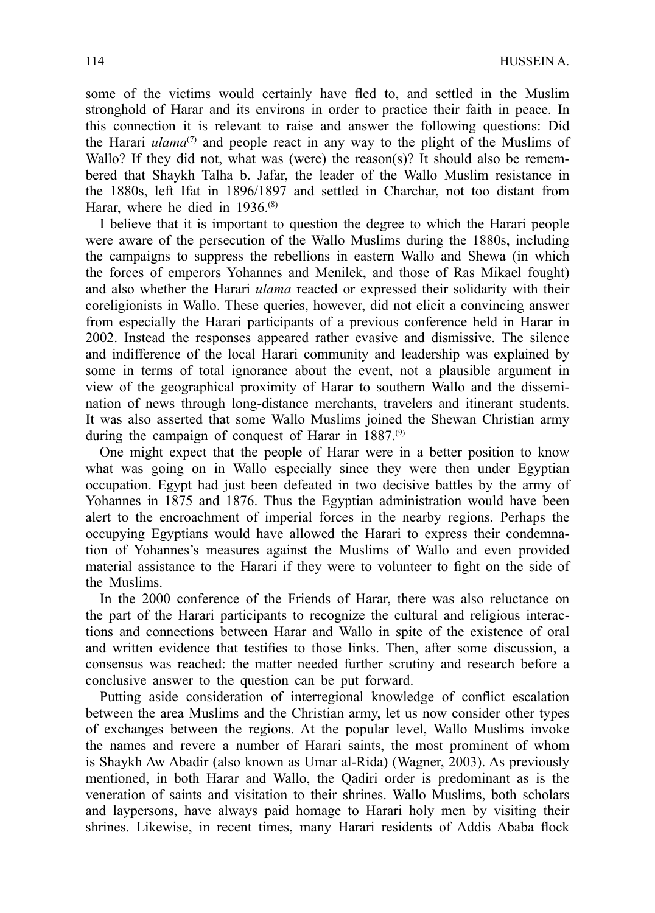some of the victims would certainly have fled to, and settled in the Muslim stronghold of Harar and its environs in order to practice their faith in peace. In this connection it is relevant to raise and answer the following questions: Did the Harari *ulama*[(7)] and people react in any way to the plight of the Muslims of Wallo? If they did not, what was (were) the reason(s)? It should also be remembered that Shaykh Talha b. Jafar, the leader of the Wallo Muslim resistance in the 1880s, left Ifat in 1896/1897 and settled in Charchar, not too distant from Harar, where he died in 1936.[(8)]

I believe that it is important to question the degree to which the Harari people were aware of the persecution of the Wallo Muslims during the 1880s, including the campaigns to suppress the rebellions in eastern Wallo and Shewa (in which the forces of emperors Yohannes and Menilek, and those of Ras Mikael fought) and also whether the Harari *ulama* reacted or expressed their solidarity with their coreligionists in Wallo. These queries, however, did not elicit a convincing answer from especially the Harari participants of a previous conference held in Harar in 2002. Instead the responses appeared rather evasive and dismissive. The silence and indifference of the local Harari community and leadership was explained by some in terms of total ignorance about the event, not a plausible argument in view of the geographical proximity of Harar to southern Wallo and the dissemination of news through long-distance merchants, travelers and itinerant students. It was also asserted that some Wallo Muslims joined the Shewan Christian army during the campaign of conquest of Harar in 1887.[(9)]

One might expect that the people of Harar were in a better position to know what was going on in Wallo especially since they were then under Egyptian occupation. Egypt had just been defeated in two decisive battles by the army of Yohannes in 1875 and 1876. Thus the Egyptian administration would have been alert to the encroachment of imperial forces in the nearby regions. Perhaps the occupying Egyptians would have allowed the Harari to express their condemnation of Yohannes's measures against the Muslims of Wallo and even provided material assistance to the Harari if they were to volunteer to fight on the side of the Muslims.

In the 2000 conference of the Friends of Harar, there was also reluctance on the part of the Harari participants to recognize the cultural and religious interactions and connections between Harar and Wallo in spite of the existence of oral and written evidence that testifies to those links. Then, after some discussion, a consensus was reached: the matter needed further scrutiny and research before a conclusive answer to the question can be put forward.

Putting aside consideration of interregional knowledge of conflict escalation between the area Muslims and the Christian army, let us now consider other types of exchanges between the regions. At the popular level, Wallo Muslims invoke the names and revere a number of Harari saints, the most prominent of whom is Shaykh Aw Abadir (also known as Umar al-Rida) (Wagner, 2003). As previously mentioned, in both Harar and Wallo, the Qadiri order is predominant as is the veneration of saints and visitation to their shrines. Wallo Muslims, both scholars and laypersons, have always paid homage to Harari holy men by visiting their shrines. Likewise, in recent times, many Harari residents of Addis Ababa flock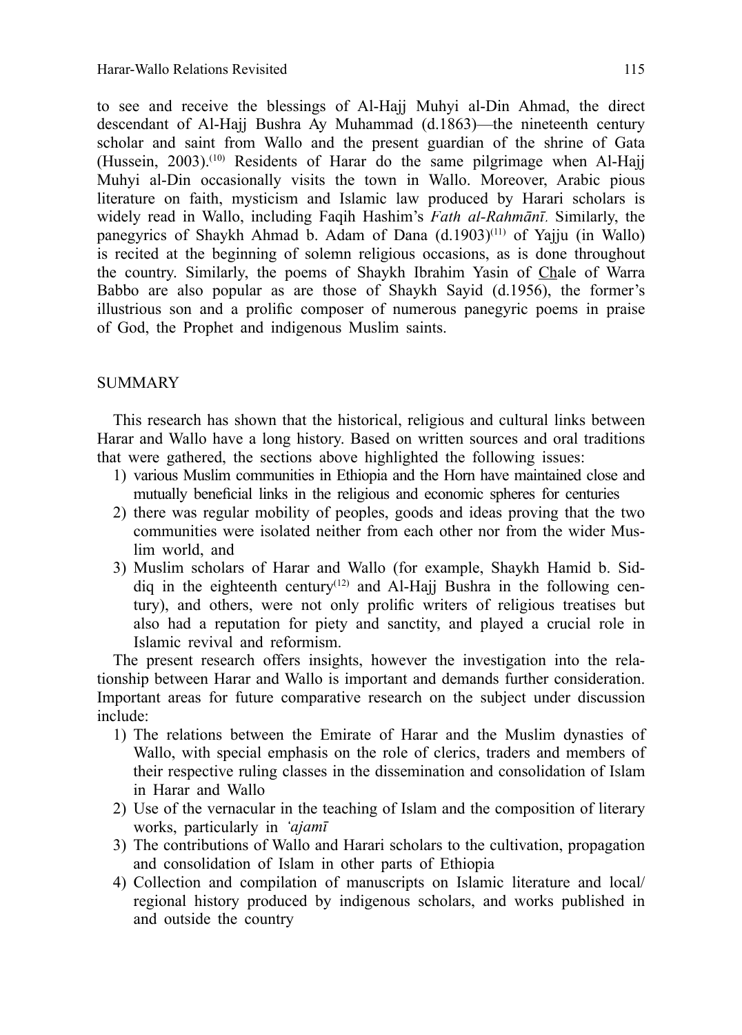to see and receive the blessings of Al-Hajj Muhyi al-Din Ahmad, the direct descendant of Al-Hajj Bushra Ay Muhammad (d.1863)—the nineteenth century scholar and saint from Wallo and the present guardian of the shrine of Gata (Hussein, 2003).[10] Residents of Harar do the same pilgrimage when Al-Hajj Muhyi al-Din occasionally visits the town in Wallo. Moreover, Arabic pious literature on faith, mysticism and Islamic law produced by Harari scholars is widely read in Wallo, including Faqih Hashim's *Fath al-Rahmānī.* Similarly, the panegyrics of Shaykh Ahmad b. Adam of Dana (d.1903)[11] of Yajju (in Wallo) is recited at the beginning of solemn religious occasions, as is done throughout the country. Similarly, the poems of Shaykh Ibrahim Yasin of Chale of Warra Babbo are also popular as are those of Shaykh Sayid (d.1956), the former's illustrious son and a prolific composer of numerous panegyric poems in praise of God, the Prophet and indigenous Muslim saints.

## SUMMARY

This research has shown that the historical, religious and cultural links between Harar and Wallo have a long history. Based on written sources and oral traditions that were gathered, the sections above highlighted the following issues:

1) various Muslim communities in Ethiopia and the Horn have maintained close and mutually beneficial links in the religious and economic spheres for centuries
2) there was regular mobility of peoples, goods and ideas proving that the two communities were isolated neither from each other nor from the wider Muslim world, and
3) Muslim scholars of Harar and Wallo (for example, Shaykh Hamid b. Siddiq in the eighteenth century[12] and Al-Hajj Bushra in the following century), and others, were not only prolific writers of religious treatises but also had a reputation for piety and sanctity, and played a crucial role in Islamic revival and reformism.

The present research offers insights, however the investigation into the relationship between Harar and Wallo is important and demands further consideration. Important areas for future comparative research on the subject under discussion include:

1) The relations between the Emirate of Harar and the Muslim dynasties of Wallo, with special emphasis on the role of clerics, traders and members of their respective ruling classes in the dissemination and consolidation of Islam in Harar and Wallo
2) Use of the vernacular in the teaching of Islam and the composition of literary works, particularly in *'ajamī*
3) The contributions of Wallo and Harari scholars to the cultivation, propagation and consolidation of Islam in other parts of Ethiopia
4) Collection and compilation of manuscripts on Islamic literature and local/regional history produced by indigenous scholars, and works published in and outside the country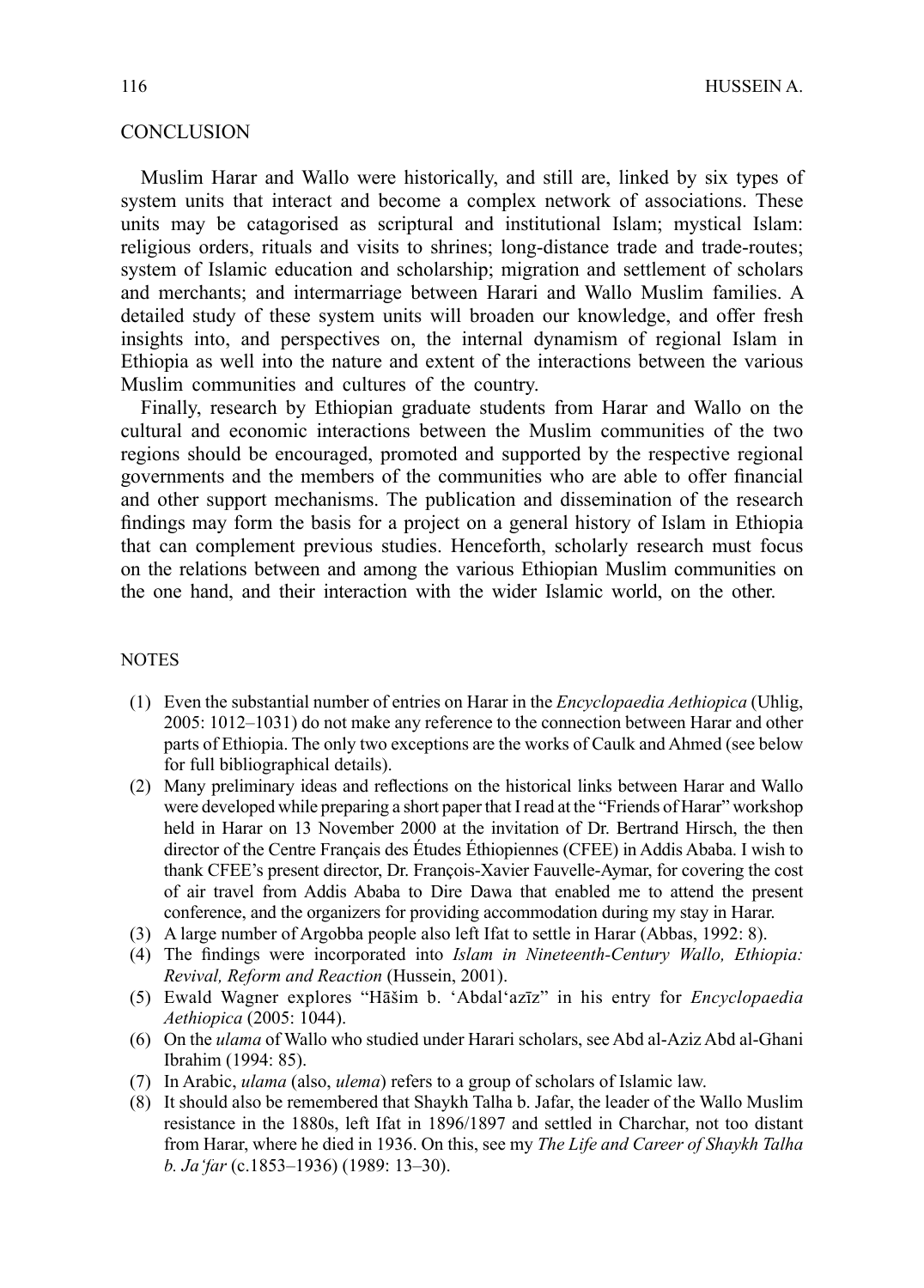## CONCLUSION

Muslim Harar and Wallo were historically, and still are, linked by six types of system units that interact and become a complex network of associations. These units may be catagorised as scriptural and institutional Islam; mystical Islam: religious orders, rituals and visits to shrines; long-distance trade and trade-routes; system of Islamic education and scholarship; migration and settlement of scholars and merchants; and intermarriage between Harari and Wallo Muslim families. A detailed study of these system units will broaden our knowledge, and offer fresh insights into, and perspectives on, the internal dynamism of regional Islam in Ethiopia as well into the nature and extent of the interactions between the various Muslim communities and cultures of the country.

Finally, research by Ethiopian graduate students from Harar and Wallo on the cultural and economic interactions between the Muslim communities of the two regions should be encouraged, promoted and supported by the respective regional governments and the members of the communities who are able to offer financial and other support mechanisms. The publication and dissemination of the research findings may form the basis for a project on a general history of Islam in Ethiopia that can complement previous studies. Henceforth, scholarly research must focus on the relations between and among the various Ethiopian Muslim communities on the one hand, and their interaction with the wider Islamic world, on the other.

## NOTES

(1) Even the substantial number of entries on Harar in the *Encyclopaedia Aethiopica* (Uhlig, 2005: 1012–1031) do not make any reference to the connection between Harar and other parts of Ethiopia. The only two exceptions are the works of Caulk and Ahmed (see below for full bibliographical details).

(2) Many preliminary ideas and reflections on the historical links between Harar and Wallo were developed while preparing a short paper that I read at the "Friends of Harar" workshop held in Harar on 13 November 2000 at the invitation of Dr. Bertrand Hirsch, the then director of the Centre Français des Études Éthiopiennes (CFEE) in Addis Ababa. I wish to thank CFEE's present director, Dr. François-Xavier Fauvelle-Aymar, for covering the cost of air travel from Addis Ababa to Dire Dawa that enabled me to attend the present conference, and the organizers for providing accommodation during my stay in Harar.

(3) A large number of Argobba people also left Ifat to settle in Harar (Abbas, 1992: 8).

(4) The findings were incorporated into *Islam in Nineteenth-Century Wallo, Ethiopia: Revival, Reform and Reaction* (Hussein, 2001).

(5) Ewald Wagner explores "Hāšim b. 'Abdal'azīz" in his entry for *Encyclopaedia Aethiopica* (2005: 1044).

(6) On the *ulama* of Wallo who studied under Harari scholars, see Abd al-Aziz Abd al-Ghani Ibrahim (1994: 85).

(7) In Arabic, *ulama* (also, *ulema*) refers to a group of scholars of Islamic law.

(8) It should also be remembered that Shaykh Talha b. Jafar, the leader of the Wallo Muslim resistance in the 1880s, left Ifat in 1896/1897 and settled in Charchar, not too distant from Harar, where he died in 1936. On this, see my *The Life and Career of Shaykh Talha b. Ja'far* (c.1853–1936) (1989: 13–30).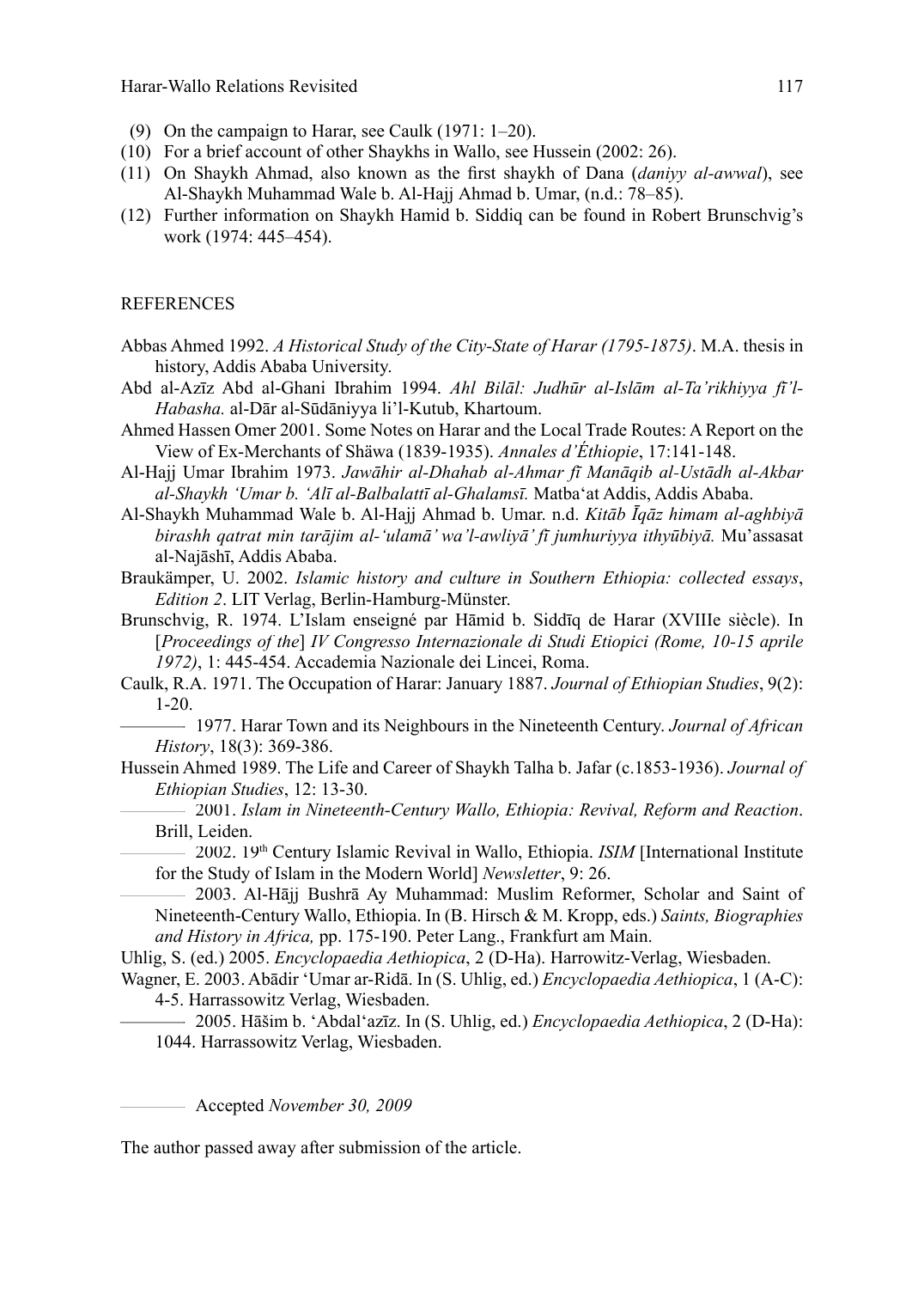(9) On the campaign to Harar, see Caulk (1971: 1–20).

(10) For a brief account of other Shaykhs in Wallo, see Hussein (2002: 26).

(11) On Shaykh Ahmad, also known as the first shaykh of Dana (*daniyy al-awwal*), see Al-Shaykh Muhammad Wale b. Al-Hajj Ahmad b. Umar, (n.d.: 78–85).

(12) Further information on Shaykh Hamid b. Siddiq can be found in Robert Brunschvig's work (1974: 445–454).

## REFERENCES

Abbas Ahmed 1992. *A Historical Study of the City-State of Harar (1795-1875)*. M.A. thesis in history, Addis Ababa University.

Abd al-Azīz Abd al-Ghani Ibrahim 1994. *Ahl Bilāl: Judhūr al-Islām al-Ta'rikhiyya fī'l-Habasha.* al-Dār al-Sūdāniyya li'l-Kutub, Khartoum.

Ahmed Hassen Omer 2001. Some Notes on Harar and the Local Trade Routes: A Report on the View of Ex-Merchants of Shäwa (1839-1935). *Annales d'Éthiopie*, 17:141-148.

Al-Hajj Umar Ibrahim 1973. *Jawāhir al-Dhahab al-Ahmar fī Manāqib al-Ustādh al-Akbar al-Shaykh 'Umar b. 'Alī al-Balbalattī al-Ghalamsī.* Matba'at Addis, Addis Ababa.

Al-Shaykh Muhammad Wale b. Al-Hajj Ahmad b. Umar. n.d. *Kitāb Īqāz himam al-aghbiyā birashh qatrat min tarājim al-'ulamā' wa'l-awliyā' fī jumhuriyya ithyūbiyā.* Mu'assasat al-Najāshī, Addis Ababa.

Braukämper, U. 2002. *Islamic history and culture in Southern Ethiopia: collected essays*, *Edition 2*. LIT Verlag, Berlin-Hamburg-Münster.

Brunschvig, R. 1974. L'Islam enseigné par Hāmid b. Siddīq de Harar (XVIIIe siècle). In [*Proceedings of the*] *IV Congresso Internazionale di Studi Etiopici (Rome, 10-15 aprile 1972)*, 1: 445-454. Accademia Nazionale dei Lincei, Roma.

Caulk, R.A. 1971. The Occupation of Harar: January 1887. *Journal of Ethiopian Studies*, 9(2): 1-20.

——— 1977. Harar Town and its Neighbours in the Nineteenth Century. *Journal of African History*, 18(3): 369-386.

Hussein Ahmed 1989. The Life and Career of Shaykh Talha b. Jafar (c.1853-1936). *Journal of Ethiopian Studies*, 12: 13-30.

——— 2001. *Islam in Nineteenth-Century Wallo, Ethiopia: Revival, Reform and Reaction*. Brill, Leiden.

——— 2002. 19th Century Islamic Revival in Wallo, Ethiopia. *ISIM* [International Institute for the Study of Islam in the Modern World] *Newsletter*, 9: 26.

——— 2003. Al-Hājj Bushrā Ay Muhammad: Muslim Reformer, Scholar and Saint of Nineteenth-Century Wallo, Ethiopia. In (B. Hirsch & M. Kropp, eds.) *Saints, Biographies and History in Africa,* pp. 175-190. Peter Lang., Frankfurt am Main.

Uhlig, S. (ed.) 2005. *Encyclopaedia Aethiopica*, 2 (D-Ha). Harrowitz-Verlag, Wiesbaden.

Wagner, E. 2003. Abādir 'Umar ar-Ridā. In (S. Uhlig, ed.) *Encyclopaedia Aethiopica*, 1 (A-C): 4-5. Harrassowitz Verlag, Wiesbaden.

——— 2005. Hāšim b. 'Abdal'azīz. In (S. Uhlig, ed.) *Encyclopaedia Aethiopica*, 2 (D-Ha): 1044. Harrassowitz Verlag, Wiesbaden.

——— Accepted *November 30, 2009*

The author passed away after submission of the article.